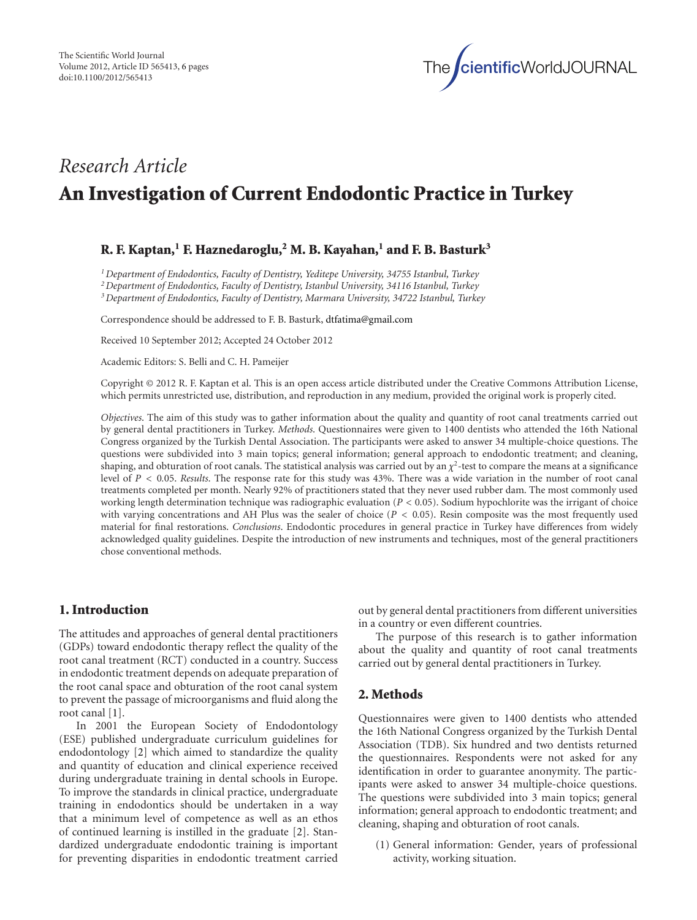*Research Article*

# An Investigation of Current Endodontic Practice in Turkey

**R. F. Kaptan,[1] F. Haznedaroglu,[2] M. B. Kayahan,[1] and F. B. Basturk[3]**

[1] *Department of Endodontics, Faculty of Dentistry, Yeditepe University, 34755 Istanbul, Turkey*
[2] *Department of Endodontics, Faculty of Dentistry, Istanbul University, 34116 Istanbul, Turkey*
[3] *Department of Endodontics, Faculty of Dentistry, Marmara University, 34722 Istanbul, Turkey*

Correspondence should be addressed to F. B. Basturk, dtfatima@gmail.com

Received 10 September 2012; Accepted 24 October 2012

Academic Editors: S. Belli and C. H. Pameijer

Copyright © 2012 R. F. Kaptan et al. This is an open access article distributed under the Creative Commons Attribution License, which permits unrestricted use, distribution, and reproduction in any medium, provided the original work is properly cited.

*Objectives*. The aim of this study was to gather information about the quality and quantity of root canal treatments carried out by general dental practitioners in Turkey. *Methods*. Questionnaires were given to 1400 dentists who attended the 16th National Congress organized by the Turkish Dental Association. The participants were asked to answer 34 multiple-choice questions. The questions were subdivided into 3 main topics; general information; general approach to endodontic treatment; and cleaning, shaping, and obturation of root canals. The statistical analysis was carried out by an $\chi^2$-test to compare the means at a significance level of $P < 0.05$. *Results*. The response rate for this study was 43%. There was a wide variation in the number of root canal treatments completed per month. Nearly 92% of practitioners stated that they never used rubber dam. The most commonly used working length determination technique was radiographic evaluation ($P < 0.05$). Sodium hypochlorite was the irrigant of choice with varying concentrations and AH Plus was the sealer of choice ($P < 0.05$). Resin composite was the most frequently used material for final restorations. *Conclusions*. Endodontic procedures in general practice in Turkey have differences from widely acknowledged quality guidelines. Despite the introduction of new instruments and techniques, most of the general practitioners chose conventional methods.

## 1. Introduction

The attitudes and approaches of general dental practitioners (GDPs) toward endodontic therapy reflect the quality of the root canal treatment (RCT) conducted in a country. Success in endodontic treatment depends on adequate preparation of the root canal space and obturation of the root canal system to prevent the passage of microorganisms and fluid along the root canal [1].

In 2001 the European Society of Endodontology (ESE) published undergraduate curriculum guidelines for endodontology [2] which aimed to standardize the quality and quantity of education and clinical experience received during undergraduate training in dental schools in Europe. To improve the standards in clinical practice, undergraduate training in endodontics should be undertaken in a way that a minimum level of competence as well as an ethos of continued learning is instilled in the graduate [2]. Standardized undergraduate endodontic training is important for preventing disparities in endodontic treatment carried out by general dental practitioners from different universities in a country or even different countries.

The purpose of this research is to gather information about the quality and quantity of root canal treatments carried out by general dental practitioners in Turkey.

## 2. Methods

Questionnaires were given to 1400 dentists who attended the 16th National Congress organized by the Turkish Dental Association (TDB). Six hundred and two dentists returned the questionnaires. Respondents were not asked for any identification in order to guarantee anonymity. The participants were asked to answer 34 multiple-choice questions. The questions were subdivided into 3 main topics; general information; general approach to endodontic treatment; and cleaning, shaping and obturation of root canals.

(1) General information: Gender, years of professional activity, working situation.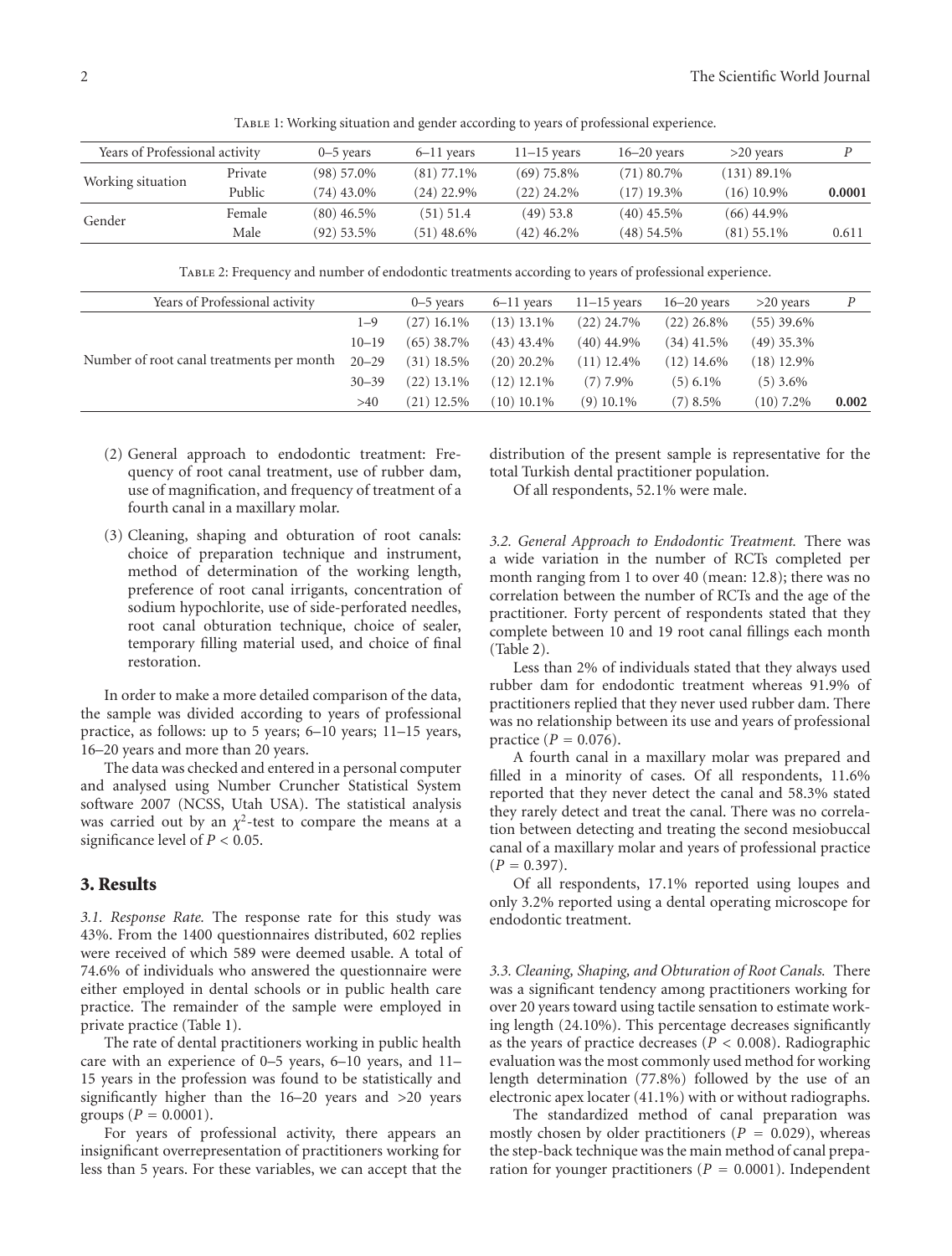Table 1: Working situation and gender according to years of professional experience.

| Years of Professional activity | | 0–5 years | 6–11 years | 11–15 years | 16–20 years | >20 years | P |
|---|---|---|---|---|---|---|---|
| Working situation | Private | (98) 57.0% | (81) 77.1% | (69) 75.8% | (71) 80.7% | (131) 89.1% | |
| | Public | (74) 43.0% | (24) 22.9% | (22) 24.2% | (17) 19.3% | (16) 10.9% | **0.0001** |
| Gender | Female | (80) 46.5% | (51) 51.4 | (49) 53.8 | (40) 45.5% | (66) 44.9% | |
| | Male | (92) 53.5% | (51) 48.6% | (42) 46.2% | (48) 54.5% | (81) 55.1% | 0.611 |

Table 2: Frequency and number of endodontic treatments according to years of professional experience.

| Years of Professional activity | | 0–5 years | 6–11 years | 11–15 years | 16–20 years | >20 years | P |
|---|---|---|---|---|---|---|---|
| Number of root canal treatments per month | 1–9 | (27) 16.1% | (13) 13.1% | (22) 24.7% | (22) 26.8% | (55) 39.6% | |
| | 10–19 | (65) 38.7% | (43) 43.4% | (40) 44.9% | (34) 41.5% | (49) 35.3% | |
| | 20–29 | (31) 18.5% | (20) 20.2% | (11) 12.4% | (12) 14.6% | (18) 12.9% | |
| | 30–39 | (22) 13.1% | (12) 12.1% | (7) 7.9% | (5) 6.1% | (5) 3.6% | |
| | >40 | (21) 12.5% | (10) 10.1% | (9) 10.1% | (7) 8.5% | (10) 7.2% | **0.002** |

(2) General approach to endodontic treatment: Frequency of root canal treatment, use of rubber dam, use of magnification, and frequency of treatment of a fourth canal in a maxillary molar.

(3) Cleaning, shaping and obturation of root canals: choice of preparation technique and instrument, method of determination of the working length, preference of root canal irrigants, concentration of sodium hypochlorite, use of side-perforated needles, root canal obturation technique, choice of sealer, temporary filling material used, and choice of final restoration.

In order to make a more detailed comparison of the data, the sample was divided according to years of professional practice, as follows: up to 5 years; 6–10 years; 11–15 years, 16–20 years and more than 20 years.

The data was checked and entered in a personal computer and analysed using Number Cruncher Statistical System software 2007 (NCSS, Utah USA). The statistical analysis was carried out by an $\chi^2$-test to compare the means at a significance level of $P < 0.05$.

## 3. Results

*3.1. Response Rate.* The response rate for this study was 43%. From the 1400 questionnaires distributed, 602 replies were received of which 589 were deemed usable. A total of 74.6% of individuals who answered the questionnaire were either employed in dental schools or in public health care practice. The remainder of the sample were employed in private practice (Table 1).

The rate of dental practitioners working in public health care with an experience of 0–5 years, 6–10 years, and 11–15 years in the profession was found to be statistically and significantly higher than the 16–20 years and >20 years groups ($P = 0.0001$).

For years of professional activity, there appears an insignificant overrepresentation of practitioners working for less than 5 years. For these variables, we can accept that the distribution of the present sample is representative for the total Turkish dental practitioner population.

Of all respondents, 52.1% were male.

*3.2. General Approach to Endodontic Treatment.* There was a wide variation in the number of RCTs completed per month ranging from 1 to over 40 (mean: 12.8); there was no correlation between the number of RCTs and the age of the practitioner. Forty percent of respondents stated that they complete between 10 and 19 root canal fillings each month (Table 2).

Less than 2% of individuals stated that they always used rubber dam for endodontic treatment whereas 91.9% of practitioners replied that they never used rubber dam. There was no relationship between its use and years of professional practice ($P = 0.076$).

A fourth canal in a maxillary molar was prepared and filled in a minority of cases. Of all respondents, 11.6% reported that they never detect the canal and 58.3% stated they rarely detect and treat the canal. There was no correlation between detecting and treating the second mesiobuccal canal of a maxillary molar and years of professional practice ($P = 0.397$).

Of all respondents, 17.1% reported using loupes and only 3.2% reported using a dental operating microscope for endodontic treatment.

*3.3. Cleaning, Shaping, and Obturation of Root Canals.* There was a significant tendency among practitioners working for over 20 years toward using tactile sensation to estimate working length (24.10%). This percentage decreases significantly as the years of practice decreases ($P < 0.008$). Radiographic evaluation was the most commonly used method for working length determination (77.8%) followed by the use of an electronic apex locater (41.1%) with or without radiographs.

The standardized method of canal preparation was mostly chosen by older practitioners ($P = 0.029$), whereas the step-back technique was the main method of canal preparation for younger practitioners ($P = 0.0001$). Independent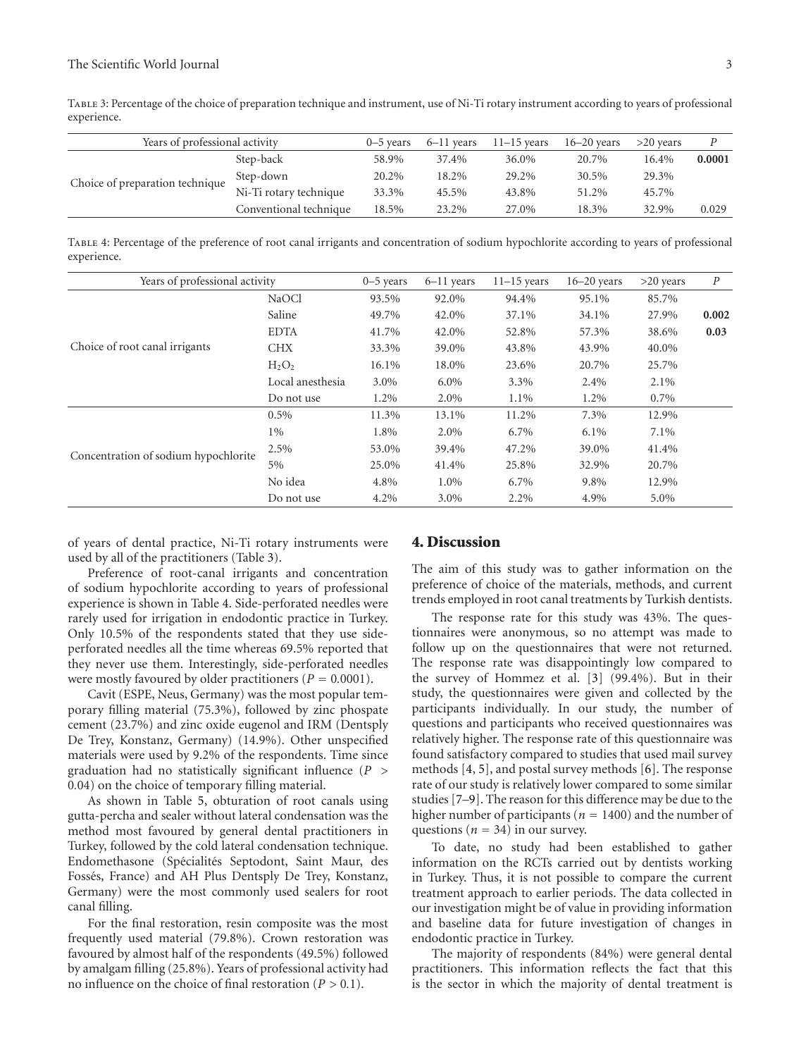Table 3: Percentage of the choice of preparation technique and instrument, use of Ni-Ti rotary instrument according to years of professional experience.

| Years of professional activity | | 0–5 years | 6–11 years | 11–15 years | 16–20 years | >20 years | $P$ |
|---|---|---|---|---|---|---|---|
| Choice of preparation technique | Step-back | 58.9% | 37.4% | 36.0% | 20.7% | 16.4% | **0.0001** |
| | Step-down | 20.2% | 18.2% | 29.2% | 30.5% | 29.3% | |
| | Ni-Ti rotary technique | 33.3% | 45.5% | 43.8% | 51.2% | 45.7% | |
| | Conventional technique | 18.5% | 23.2% | 27.0% | 18.3% | 32.9% | 0.029 |

Table 4: Percentage of the preference of root canal irrigants and concentration of sodium hypochlorite according to years of professional experience.

| Years of professional activity | | 0–5 years | 6–11 years | 11–15 years | 16–20 years | >20 years | $P$ |
|---|---|---|---|---|---|---|---|
| Choice of root canal irrigants | NaOCl | 93.5% | 92.0% | 94.4% | 95.1% | 85.7% | |
| | Saline | 49.7% | 42.0% | 37.1% | 34.1% | 27.9% | **0.002** |
| | EDTA | 41.7% | 42.0% | 52.8% | 57.3% | 38.6% | **0.03** |
| | CHX | 33.3% | 39.0% | 43.8% | 43.9% | 40.0% | |
| | $H_2O_2$ | 16.1% | 18.0% | 23.6% | 20.7% | 25.7% | |
| | Local anesthesia | 3.0% | 6.0% | 3.3% | 2.4% | 2.1% | |
| | Do not use | 1.2% | 2.0% | 1.1% | 1.2% | 0.7% | |
| Concentration of sodium hypochlorite | 0.5% | 11.3% | 13.1% | 11.2% | 7.3% | 12.9% | |
| | 1% | 1.8% | 2.0% | 6.7% | 6.1% | 7.1% | |
| | 2.5% | 53.0% | 39.4% | 47.2% | 39.0% | 41.4% | |
| | 5% | 25.0% | 41.4% | 25.8% | 32.9% | 20.7% | |
| | No idea | 4.8% | 1.0% | 6.7% | 9.8% | 12.9% | |
| | Do not use | 4.2% | 3.0% | 2.2% | 4.9% | 5.0% | |

of years of dental practice, Ni-Ti rotary instruments were used by all of the practitioners (Table 3).

Preference of root-canal irrigants and concentration of sodium hypochlorite according to years of professional experience is shown in Table 4. Side-perforated needles were rarely used for irrigation in endodontic practice in Turkey. Only 10.5% of the respondents stated that they use side-perforated needles all the time whereas 69.5% reported that they never use them. Interestingly, side-perforated needles were mostly favoured by older practitioners ($P = 0.0001$).

Cavit (ESPE, Neus, Germany) was the most popular temporary filling material (75.3%), followed by zinc phospate cement (23.7%) and zinc oxide eugenol and IRM (Dentsply De Trey, Konstanz, Germany) (14.9%). Other unspecified materials were used by 9.2% of the respondents. Time since graduation had no statistically significant influence ($P > 0.04$) on the choice of temporary filling material.

As shown in Table 5, obturation of root canals using gutta-percha and sealer without lateral condensation was the method most favoured by general dental practitioners in Turkey, followed by the cold lateral condensation technique. Endomethasone (Spécialités Septodont, Saint Maur, des Fossés, France) and AH Plus Dentsply De Trey, Konstanz, Germany) were the most commonly used sealers for root canal filling.

For the final restoration, resin composite was the most frequently used material (79.8%). Crown restoration was favoured by almost half of the respondents (49.5%) followed by amalgam filling (25.8%). Years of professional activity had no influence on the choice of final restoration ($P > 0.1$).

## 4. Discussion

The aim of this study was to gather information on the preference of choice of the materials, methods, and current trends employed in root canal treatments by Turkish dentists.

The response rate for this study was 43%. The questionnaires were anonymous, so no attempt was made to follow up on the questionnaires that were not returned. The response rate was disappointingly low compared to the survey of Hommez et al. [3] (99.4%). But in their study, the questionnaires were given and collected by the participants individually. In our study, the number of questions and participants who received questionnaires was relatively higher. The response rate of this questionnaire was found satisfactory compared to studies that used mail survey methods [4, 5], and postal survey methods [6]. The response rate of our study is relatively lower compared to some similar studies [7–9]. The reason for this difference may be due to the higher number of participants ($n = 1400$) and the number of questions ($n = 34$) in our survey.

To date, no study had been established to gather information on the RCTs carried out by dentists working in Turkey. Thus, it is not possible to compare the current treatment approach to earlier periods. The data collected in our investigation might be of value in providing information and baseline data for future investigation of changes in endodontic practice in Turkey.

The majority of respondents (84%) were general dental practitioners. This information reflects the fact that this is the sector in which the majority of dental treatment is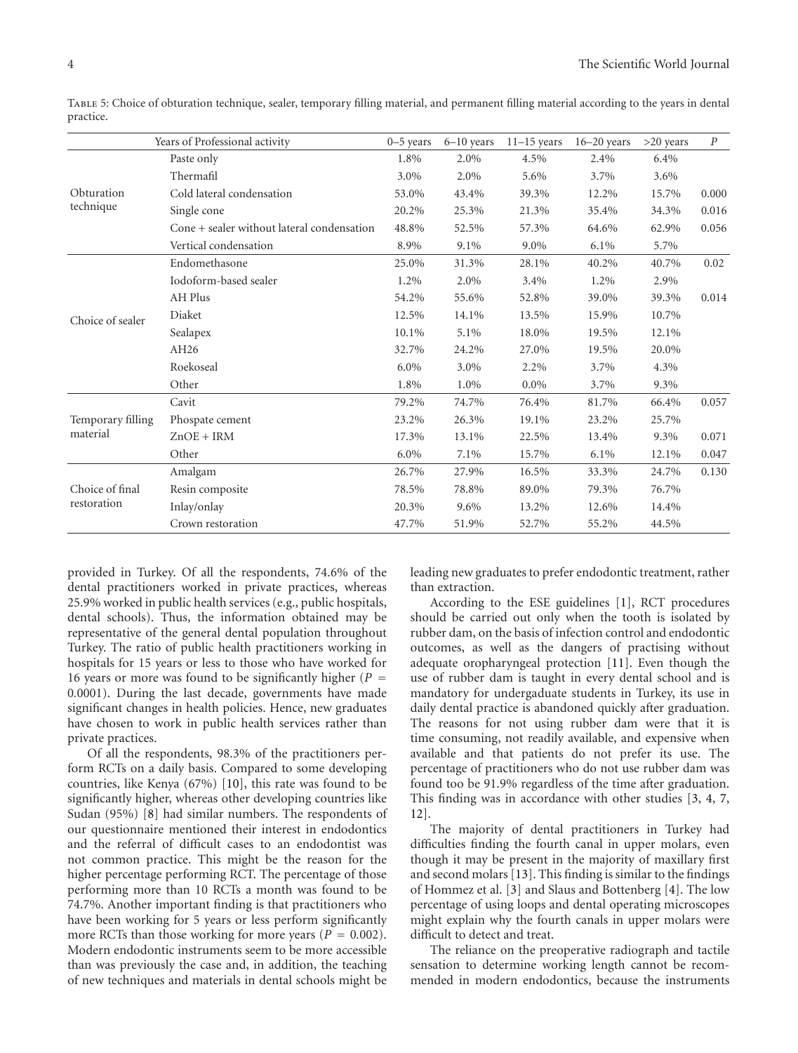Table 5: Choice of obturation technique, sealer, temporary filling material, and permanent filling material according to the years in dental practice.

| Years of Professional activity | | 0–5 years | 6–10 years | 11–15 years | 16–20 years | >20 years | $P$ |
|---|---|---|---|---|---|---|---|
| Obturation technique | Paste only | 1.8% | 2.0% | 4.5% | 2.4% | 6.4% | |
| | Thermafil | 3.0% | 2.0% | 5.6% | 3.7% | 3.6% | |
| | Cold lateral condensation | 53.0% | 43.4% | 39.3% | 12.2% | 15.7% | 0.000 |
| | Single cone | 20.2% | 25.3% | 21.3% | 35.4% | 34.3% | 0.016 |
| | Cone + sealer without lateral condensation | 48.8% | 52.5% | 57.3% | 64.6% | 62.9% | 0.056 |
| | Vertical condensation | 8.9% | 9.1% | 9.0% | 6.1% | 5.7% | |
| Choice of sealer | Endomethasone | 25.0% | 31.3% | 28.1% | 40.2% | 40.7% | 0.02 |
| | Iodoform-based sealer | 1.2% | 2.0% | 3.4% | 1.2% | 2.9% | |
| | AH Plus | 54.2% | 55.6% | 52.8% | 39.0% | 39.3% | 0.014 |
| | Diaket | 12.5% | 14.1% | 13.5% | 15.9% | 10.7% | |
| | Sealapex | 10.1% | 5.1% | 18.0% | 19.5% | 12.1% | |
| | AH26 | 32.7% | 24.2% | 27.0% | 19.5% | 20.0% | |
| | Roekoseal | 6.0% | 3.0% | 2.2% | 3.7% | 4.3% | |
| | Other | 1.8% | 1.0% | 0.0% | 3.7% | 9.3% | |
| Temporary filling material | Cavit | 79.2% | 74.7% | 76.4% | 81.7% | 66.4% | 0.057 |
| | Phospate cement | 23.2% | 26.3% | 19.1% | 23.2% | 25.7% | |
| | ZnOE + IRM | 17.3% | 13.1% | 22.5% | 13.4% | 9.3% | 0.071 |
| | Other | 6.0% | 7.1% | 15.7% | 6.1% | 12.1% | 0.047 |
| Choice of final restoration | Amalgam | 26.7% | 27.9% | 16.5% | 33.3% | 24.7% | 0.130 |
| | Resin composite | 78.5% | 78.8% | 89.0% | 79.3% | 76.7% | |
| | Inlay/onlay | 20.3% | 9.6% | 13.2% | 12.6% | 14.4% | |
| | Crown restoration | 47.7% | 51.9% | 52.7% | 55.2% | 44.5% | |

provided in Turkey. Of all the respondents, 74.6% of the dental practitioners worked in private practices, whereas 25.9% worked in public health services (e.g., public hospitals, dental schools). Thus, the information obtained may be representative of the general dental population throughout Turkey. The ratio of public health practitioners working in hospitals for 15 years or less to those who have worked for 16 years or more was found to be significantly higher ($P = 0.0001$). During the last decade, governments have made significant changes in health policies. Hence, new graduates have chosen to work in public health services rather than private practices.

Of all the respondents, 98.3% of the practitioners perform RCTs on a daily basis. Compared to some developing countries, like Kenya (67%) [10], this rate was found to be significantly higher, whereas other developing countries like Sudan (95%) [8] had similar numbers. The respondents of our questionnaire mentioned their interest in endodontics and the referral of difficult cases to an endodontist was not common practice. This might be the reason for the higher percentage performing RCT. The percentage of those performing more than 10 RCTs a month was found to be 74.7%. Another important finding is that practitioners who have been working for 5 years or less perform significantly more RCTs than those working for more years ($P = 0.002$). Modern endodontic instruments seem to be more accessible than was previously the case and, in addition, the teaching of new techniques and materials in dental schools might be leading new graduates to prefer endodontic treatment, rather than extraction.

According to the ESE guidelines [1], RCT procedures should be carried out only when the tooth is isolated by rubber dam, on the basis of infection control and endodontic outcomes, as well as the dangers of practising without adequate oropharyngeal protection [11]. Even though the use of rubber dam is taught in every dental school and is mandatory for undergraduate students in Turkey, its use in daily dental practice is abandoned quickly after graduation. The reasons for not using rubber dam were that it is time consuming, not readily available, and expensive when available and that patients do not prefer its use. The percentage of practitioners who do not use rubber dam was found too be 91.9% regardless of the time after graduation. This finding was in accordance with other studies [3, 4, 7, 12].

The majority of dental practitioners in Turkey had difficulties finding the fourth canal in upper molars, even though it may be present in the majority of maxillary first and second molars [13]. This finding is similar to the findings of Hommez et al. [3] and Slaus and Bottenberg [4]. The low percentage of using loops and dental operating microscopes might explain why the fourth canals in upper molars were difficult to detect and treat.

The reliance on the preoperative radiograph and tactile sensation to determine working length cannot be recommended in modern endodontics, because the instruments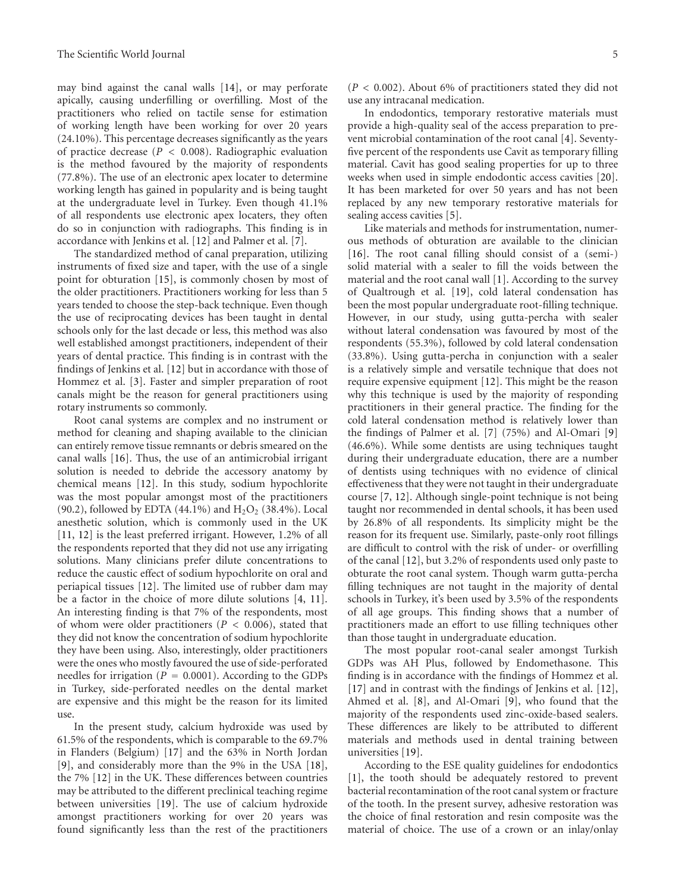may bind against the canal walls [14], or may perforate apically, causing underfilling or overfilling. Most of the practitioners who relied on tactile sense for estimation of working length have been working for over 20 years (24.10%). This percentage decreases significantly as the years of practice decrease ($P < 0.008$). Radiographic evaluation is the method favoured by the majority of respondents (77.8%). The use of an electronic apex locater to determine working length has gained in popularity and is being taught at the undergraduate level in Turkey. Even though 41.1% of all respondents use electronic apex locaters, they often do so in conjunction with radiographs. This finding is in accordance with Jenkins et al. [12] and Palmer et al. [7].

The standardized method of canal preparation, utilizing instruments of fixed size and taper, with the use of a single point for obturation [15], is commonly chosen by most of the older practitioners. Practitioners working for less than 5 years tended to choose the step-back technique. Even though the use of reciprocating devices has been taught in dental schools only for the last decade or less, this method was also well established amongst practitioners, independent of their years of dental practice. This finding is in contrast with the findings of Jenkins et al. [12] but in accordance with those of Hommez et al. [3]. Faster and simpler preparation of root canals might be the reason for general practitioners using rotary instruments so commonly.

Root canal systems are complex and no instrument or method for cleaning and shaping available to the clinician can entirely remove tissue remnants or debris smeared on the canal walls [16]. Thus, the use of an antimicrobial irrigant solution is needed to debride the accessory anatomy by chemical means [12]. In this study, sodium hypochlorite was the most popular amongst most of the practitioners (90.2), followed by EDTA (44.1%) and $H_2O_2$ (38.4%). Local anesthetic solution, which is commonly used in the UK [11, 12] is the least preferred irrigant. However, 1.2% of all the respondents reported that they did not use any irrigating solutions. Many clinicians prefer dilute concentrations to reduce the caustic effect of sodium hypochlorite on oral and periapical tissues [12]. The limited use of rubber dam may be a factor in the choice of more dilute solutions [4, 11]. An interesting finding is that 7% of the respondents, most of whom were older practitioners ($P < 0.006$), stated that they did not know the concentration of sodium hypochlorite they have been using. Also, interestingly, older practitioners were the ones who mostly favoured the use of side-perforated needles for irrigation ($P = 0.0001$). According to the GDPs in Turkey, side-perforated needles on the dental market are expensive and this might be the reason for its limited use.

In the present study, calcium hydroxide was used by 61.5% of the respondents, which is comparable to the 69.7% in Flanders (Belgium) [17] and the 63% in North Jordan [9], and considerably more than the 9% in the USA [18], the 7% [12] in the UK. These differences between countries may be attributed to the different preclinical teaching regime between universities [19]. The use of calcium hydroxide amongst practitioners working for over 20 years was found significantly less than the rest of the practitioners ($P < 0.002$). About 6% of practitioners stated they did not use any intracanal medication.

In endodontics, temporary restorative materials must provide a high-quality seal of the access preparation to prevent microbial contamination of the root canal [4]. Seventy-five percent of the respondents use Cavit as temporary filling material. Cavit has good sealing properties for up to three weeks when used in simple endodontic access cavities [20]. It has been marketed for over 50 years and has not been replaced by any new temporary restorative materials for sealing access cavities [5].

Like materials and methods for instrumentation, numerous methods of obturation are available to the clinician [16]. The root canal filling should consist of a (semi-) solid material with a sealer to fill the voids between the material and the root canal wall [1]. According to the survey of Qualtrough et al. [19], cold lateral condensation has been the most popular undergraduate root-filling technique. However, in our study, using gutta-percha with sealer without lateral condensation was favoured by most of the respondents (55.3%), followed by cold lateral condensation (33.8%). Using gutta-percha in conjunction with a sealer is a relatively simple and versatile technique that does not require expensive equipment [12]. This might be the reason why this technique is used by the majority of responding practitioners in their general practice. The finding for the cold lateral condensation method is relatively lower than the findings of Palmer et al. [7] (75%) and Al-Omari [9] (46.6%). While some dentists are using techniques taught during their undergraduate education, there are a number of dentists using techniques with no evidence of clinical effectiveness that they were not taught in their undergraduate course [7, 12]. Although single-point technique is not being taught nor recommended in dental schools, it has been used by 26.8% of all respondents. Its simplicity might be the reason for its frequent use. Similarly, paste-only root fillings are difficult to control with the risk of under- or overfilling of the canal [12], but 3.2% of respondents used only paste to obturate the root canal system. Though warm gutta-percha filling techniques are not taught in the majority of dental schools in Turkey, it's been used by 3.5% of the respondents of all age groups. This finding shows that a number of practitioners made an effort to use filling techniques other than those taught in undergraduate education.

The most popular root-canal sealer amongst Turkish GDPs was AH Plus, followed by Endomethasone. This finding is in accordance with the findings of Hommez et al. [17] and in contrast with the findings of Jenkins et al. [12], Ahmed et al. [8], and Al-Omari [9], who found that the majority of the respondents used zinc-oxide-based sealers. These differences are likely to be attributed to different materials and methods used in dental training between universities [19].

According to the ESE quality guidelines for endodontics [1], the tooth should be adequately restored to prevent bacterial recontamination of the root canal system or fracture of the tooth. In the present survey, adhesive restoration was the choice of final restoration and resin composite was the material of choice. The use of a crown or an inlay/onlay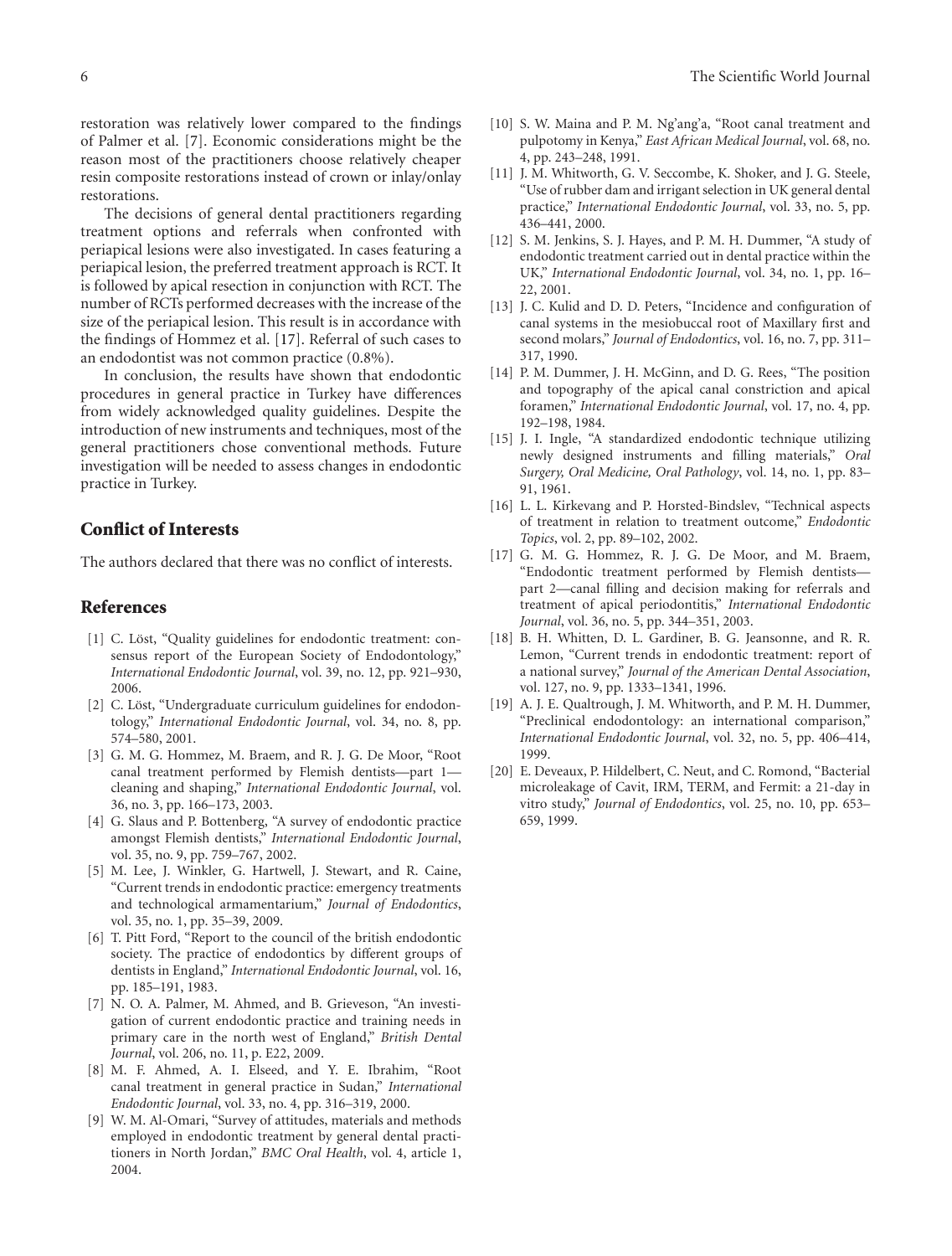restoration was relatively lower compared to the findings of Palmer et al. [7]. Economic considerations might be the reason most of the practitioners choose relatively cheaper resin composite restorations instead of crown or inlay/onlay restorations.

The decisions of general dental practitioners regarding treatment options and referrals when confronted with periapical lesions were also investigated. In cases featuring a periapical lesion, the preferred treatment approach is RCT. It is followed by apical resection in conjunction with RCT. The number of RCTs performed decreases with the increase of the size of the periapical lesion. This result is in accordance with the findings of Hommez et al. [17]. Referral of such cases to an endodontist was not common practice (0.8%).

In conclusion, the results have shown that endodontic procedures in general practice in Turkey have differences from widely acknowledged quality guidelines. Despite the introduction of new instruments and techniques, most of the general practitioners chose conventional methods. Future investigation will be needed to assess changes in endodontic practice in Turkey.

## Conflict of Interests

The authors declared that there was no conflict of interests.

## References

[1] C. Löst, "Quality guidelines for endodontic treatment: consensus report of the European Society of Endodontology," *International Endodontic Journal*, vol. 39, no. 12, pp. 921–930, 2006.

[2] C. Löst, "Undergraduate curriculum guidelines for endodontology," *International Endodontic Journal*, vol. 34, no. 8, pp. 574–580, 2001.

[3] G. M. G. Hommez, M. Braem, and R. J. G. De Moor, "Root canal treatment performed by Flemish dentists—part 1—cleaning and shaping," *International Endodontic Journal*, vol. 36, no. 3, pp. 166–173, 2003.

[4] G. Slaus and P. Bottenberg, "A survey of endodontic practice amongst Flemish dentists," *International Endodontic Journal*, vol. 35, no. 9, pp. 759–767, 2002.

[5] M. Lee, J. Winkler, G. Hartwell, J. Stewart, and R. Caine, "Current trends in endodontic practice: emergency treatments and technological armamentarium," *Journal of Endodontics*, vol. 35, no. 1, pp. 35–39, 2009.

[6] T. Pitt Ford, "Report to the council of the british endodontic society. The practice of endodontics by different groups of dentists in England," *International Endodontic Journal*, vol. 16, pp. 185–191, 1983.

[7] N. O. A. Palmer, M. Ahmed, and B. Grieveson, "An investigation of current endodontic practice and training needs in primary care in the north west of England," *British Dental Journal*, vol. 206, no. 11, p. E22, 2009.

[8] M. F. Ahmed, A. I. Elseed, and Y. E. Ibrahim, "Root canal treatment in general practice in Sudan," *International Endodontic Journal*, vol. 33, no. 4, pp. 316–319, 2000.

[9] W. M. Al-Omari, "Survey of attitudes, materials and methods employed in endodontic treatment by general dental practitioners in North Jordan," *BMC Oral Health*, vol. 4, article 1, 2004.

[10] S. W. Maina and P. M. Ng'ang'a, "Root canal treatment and pulpotomy in Kenya," *East African Medical Journal*, vol. 68, no. 4, pp. 243–248, 1991.

[11] J. M. Whitworth, G. V. Seccombe, K. Shoker, and J. G. Steele, "Use of rubber dam and irrigant selection in UK general dental practice," *International Endodontic Journal*, vol. 33, no. 5, pp. 436–441, 2000.

[12] S. M. Jenkins, S. J. Hayes, and P. M. H. Dummer, "A study of endodontic treatment carried out in dental practice within the UK," *International Endodontic Journal*, vol. 34, no. 1, pp. 16–22, 2001.

[13] J. C. Kulid and D. D. Peters, "Incidence and configuration of canal systems in the mesiobuccal root of Maxillary first and second molars," *Journal of Endodontics*, vol. 16, no. 7, pp. 311–317, 1990.

[14] P. M. Dummer, J. H. McGinn, and D. G. Rees, "The position and topography of the apical canal constriction and apical foramen," *International Endodontic Journal*, vol. 17, no. 4, pp. 192–198, 1984.

[15] J. I. Ingle, "A standardized endodontic technique utilizing newly designed instruments and filling materials," *Oral Surgery, Oral Medicine, Oral Pathology*, vol. 14, no. 1, pp. 83–91, 1961.

[16] L. L. Kirkevang and P. Horsted-Bindslev, "Technical aspects of treatment in relation to treatment outcome," *Endodontic Topics*, vol. 2, pp. 89–102, 2002.

[17] G. M. G. Hommez, R. J. G. De Moor, and M. Braem, "Endodontic treatment performed by Flemish dentists—part 2—canal filling and decision making for referrals and treatment of apical periodontitis," *International Endodontic Journal*, vol. 36, no. 5, pp. 344–351, 2003.

[18] B. H. Whitten, D. L. Gardiner, B. G. Jeansonne, and R. R. Lemon, "Current trends in endodontic treatment: report of a national survey," *Journal of the American Dental Association*, vol. 127, no. 9, pp. 1333–1341, 1996.

[19] A. J. E. Qualtrough, J. M. Whitworth, and P. M. H. Dummer, "Preclinical endodontology: an international comparison," *International Endodontic Journal*, vol. 32, no. 5, pp. 406–414, 1999.

[20] E. Deveaux, P. Hildelbert, C. Neut, and C. Romond, "Bacterial microleakage of Cavit, IRM, TERM, and Fermit: a 21-day in vitro study," *Journal of Endodontics*, vol. 25, no. 10, pp. 653–659, 1999.